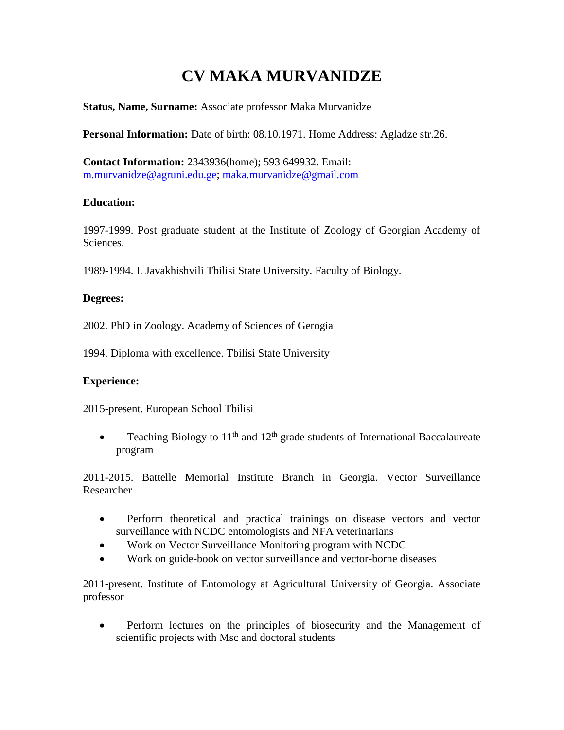# CV MAKA MURVANIDZE

**Status, Name, Surname:** Associate professor Maka Murvanidze

**Personal Information:** Date of birth: 08.10.1971. Home Address: Agladze str.26.

**Contact Information:** 2343936(home); 593 649932. Email: m.murvanidze@agruni.edu.ge; maka.murvanidze@gmail.com

**Education:**

1997-1999. Post graduate student at the Institute of Zoology of Georgian Academy of Sciences.

1989-1994. I. Javakhishvili Tbilisi State University. Faculty of Biology.

**Degrees:**

2002. PhD in Zoology. Academy of Sciences of Gerogia

1994. Diploma with excellence. Tbilisi State University

**Experience:**

2015-present. European School Tbilisi

- Teaching Biology to 11th and 12th grade students of International Baccalaureate program

2011-2015. Battelle Memorial Institute Branch in Georgia. Vector Surveillance Researcher

- Perform theoretical and practical trainings on disease vectors and vector surveillance with NCDC entomologists and NFA veterinarians
- Work on Vector Surveillance Monitoring program with NCDC
- Work on guide-book on vector surveillance and vector-borne diseases

2011-present. Institute of Entomology at Agricultural University of Georgia. Associate professor

- Perform lectures on the principles of biosecurity and the Management of scientific projects with Msc and doctoral students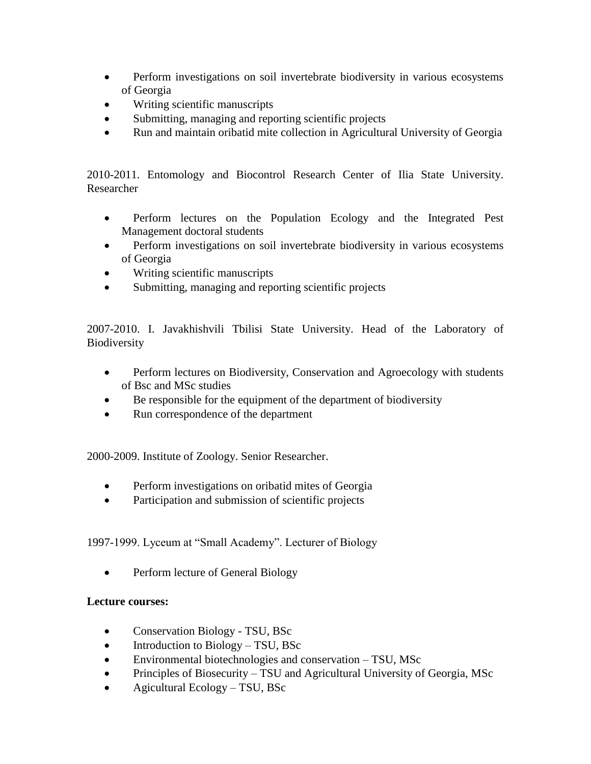- Perform investigations on soil invertebrate biodiversity in various ecosystems of Georgia
- Writing scientific manuscripts
- Submitting, managing and reporting scientific projects
- Run and maintain oribatid mite collection in Agricultural University of Georgia

2010-2011. Entomology and Biocontrol Research Center of Ilia State University. Researcher

- Perform lectures on the Population Ecology and the Integrated Pest Management doctoral students
- Perform investigations on soil invertebrate biodiversity in various ecosystems of Georgia
- Writing scientific manuscripts
- Submitting, managing and reporting scientific projects

2007-2010. I. Javakhishvili Tbilisi State University. Head of the Laboratory of Biodiversity

- Perform lectures on Biodiversity, Conservation and Agroecology with students of Bsc and MSc studies
- Be responsible for the equipment of the department of biodiversity
- Run correspondence of the department

2000-2009. Institute of Zoology. Senior Researcher.

- Perform investigations on oribatid mites of Georgia
- Participation and submission of scientific projects

1997-1999. Lyceum at "Small Academy". Lecturer of Biology

- Perform lecture of General Biology

**Lecture courses:**

- Conservation Biology - TSU, BSc
- Introduction to Biology – TSU, BSc
- Environmental biotechnologies and conservation – TSU, MSc
- Principles of Biosecurity – TSU and Agricultural University of Georgia, MSc
- Agicultural Ecology – TSU, BSc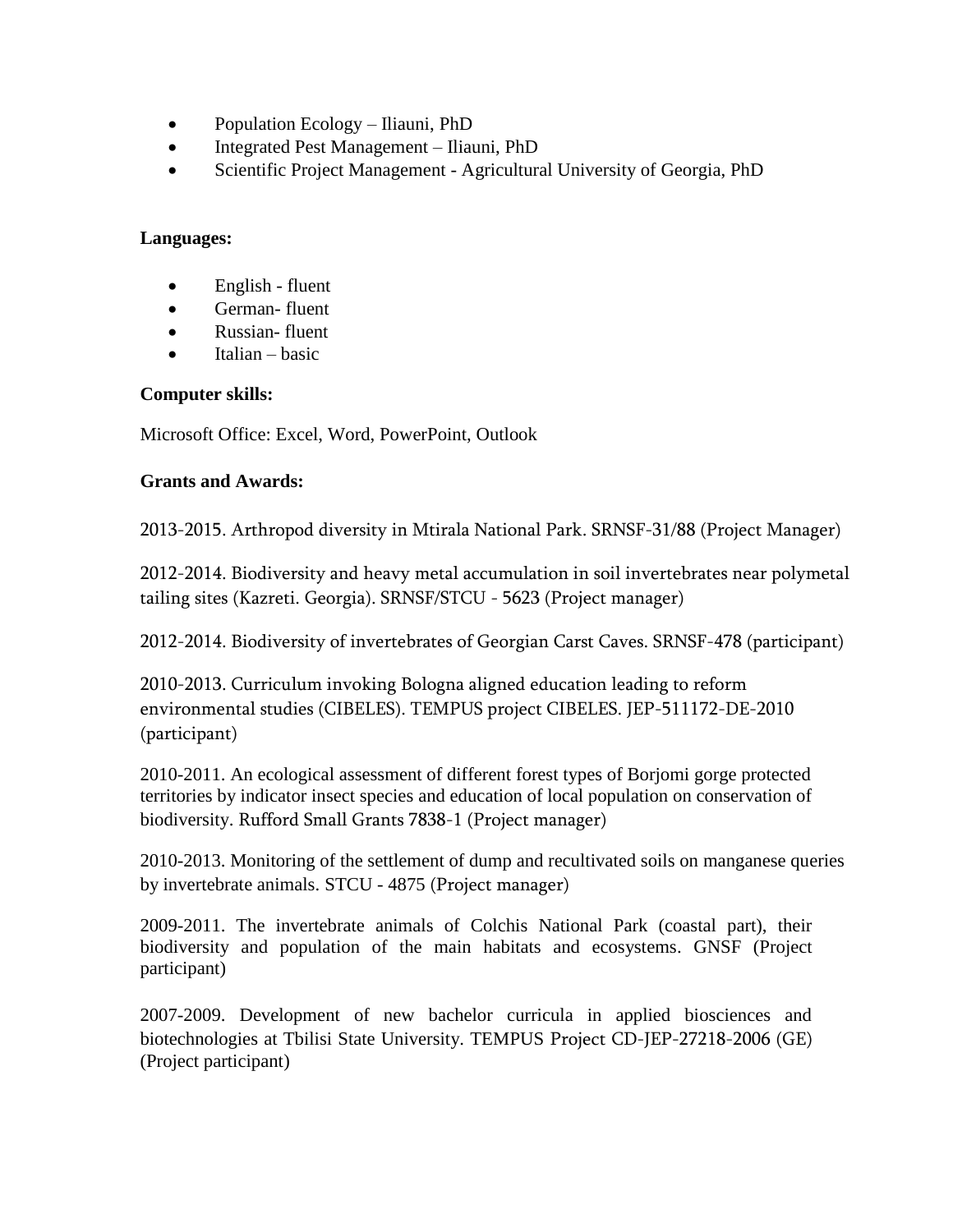- Population Ecology – Iliauni, PhD
- Integrated Pest Management – Iliauni, PhD
- Scientific Project Management - Agricultural University of Georgia, PhD

**Languages:**

- English - fluent
- German- fluent
- Russian- fluent
- Italian – basic

**Computer skills:**

Microsoft Office: Excel, Word, PowerPoint, Outlook

**Grants and Awards:**

2013-2015. Arthropod diversity in Mtirala National Park. SRNSF-31/88 (Project Manager)

2012-2014. Biodiversity and heavy metal accumulation in soil invertebrates near polymetal tailing sites (Kazreti. Georgia). SRNSF/STCU - 5623 (Project manager)

2012-2014. Biodiversity of invertebrates of Georgian Carst Caves. SRNSF-478 (participant)

2010-2013. Curriculum invoking Bologna aligned education leading to reform environmental studies (CIBELES). TEMPUS project CIBELES. JEP-511172-DE-2010 (participant)

2010-2011. An ecological assessment of different forest types of Borjomi gorge protected territories by indicator insect species and education of local population on conservation of biodiversity. Rufford Small Grants 7838-1 (Project manager)

2010-2013. Monitoring of the settlement of dump and recultivated soils on manganese queries by invertebrate animals. STCU - 4875 (Project manager)

2009-2011. The invertebrate animals of Colchis National Park (coastal part), their biodiversity and population of the main habitats and ecosystems. GNSF (Project participant)

2007-2009. Development of new bachelor curricula in applied biosciences and biotechnologies at Tbilisi State University. TEMPUS Project CD-JEP-27218-2006 (GE) (Project participant)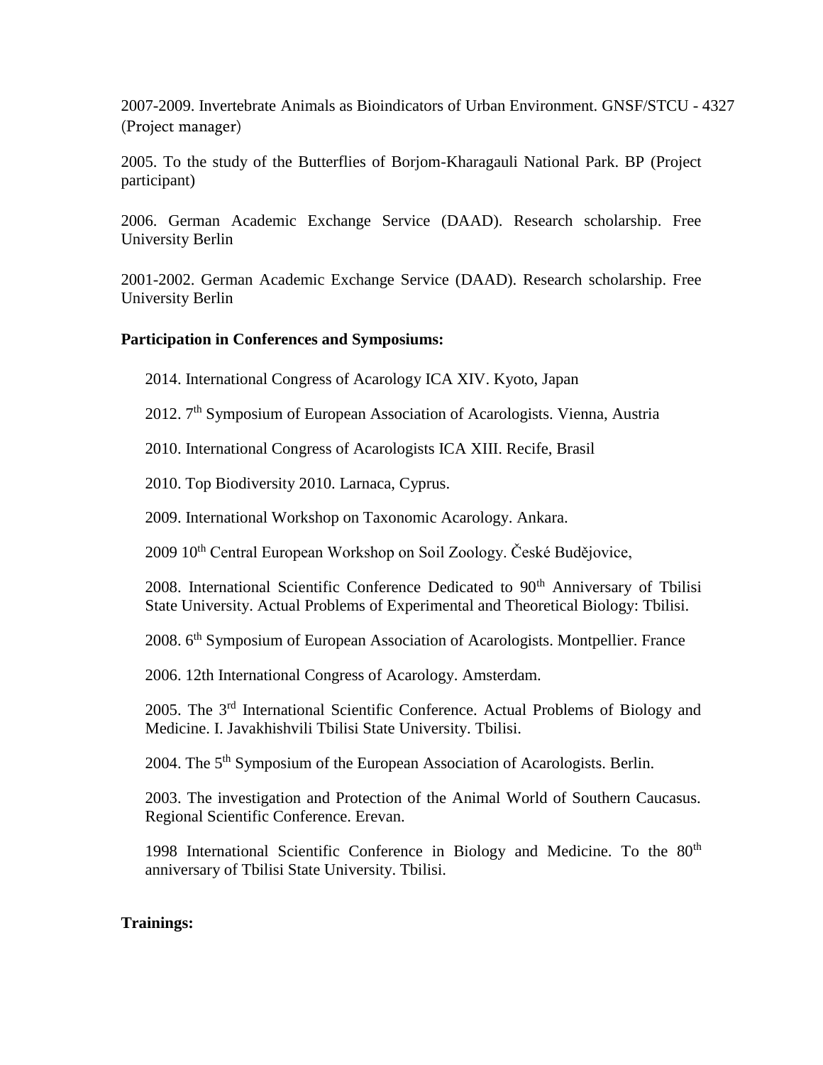2007-2009. Invertebrate Animals as Bioindicators of Urban Environment. GNSF/STCU - 4327 (Project manager)

2005. To the study of the Butterflies of Borjom-Kharagauli National Park. BP (Project participant)

2006. German Academic Exchange Service (DAAD). Research scholarship. Free University Berlin

2001-2002. German Academic Exchange Service (DAAD). Research scholarship. Free University Berlin

**Participation in Conferences and Symposiums:**

2014. International Congress of Acarology ICA XIV. Kyoto, Japan

2012. 7th Symposium of European Association of Acarologists. Vienna, Austria

2010. International Congress of Acarologists ICA XIII. Recife, Brasil

2010. Top Biodiversity 2010. Larnaca, Cyprus.

2009. International Workshop on Taxonomic Acarology. Ankara.

2009 10th Central European Workshop on Soil Zoology. České Budějovice,

2008. International Scientific Conference Dedicated to 90th Anniversary of Tbilisi State University. Actual Problems of Experimental and Theoretical Biology: Tbilisi.

2008. 6th Symposium of European Association of Acarologists. Montpellier. France

2006. 12th International Congress of Acarology. Amsterdam.

2005. The 3rd International Scientific Conference. Actual Problems of Biology and Medicine. I. Javakhishvili Tbilisi State University. Tbilisi.

2004. The 5th Symposium of the European Association of Acarologists. Berlin.

2003. The investigation and Protection of the Animal World of Southern Caucasus. Regional Scientific Conference. Erevan.

1998 International Scientific Conference in Biology and Medicine. To the 80th anniversary of Tbilisi State University. Tbilisi.

**Trainings:**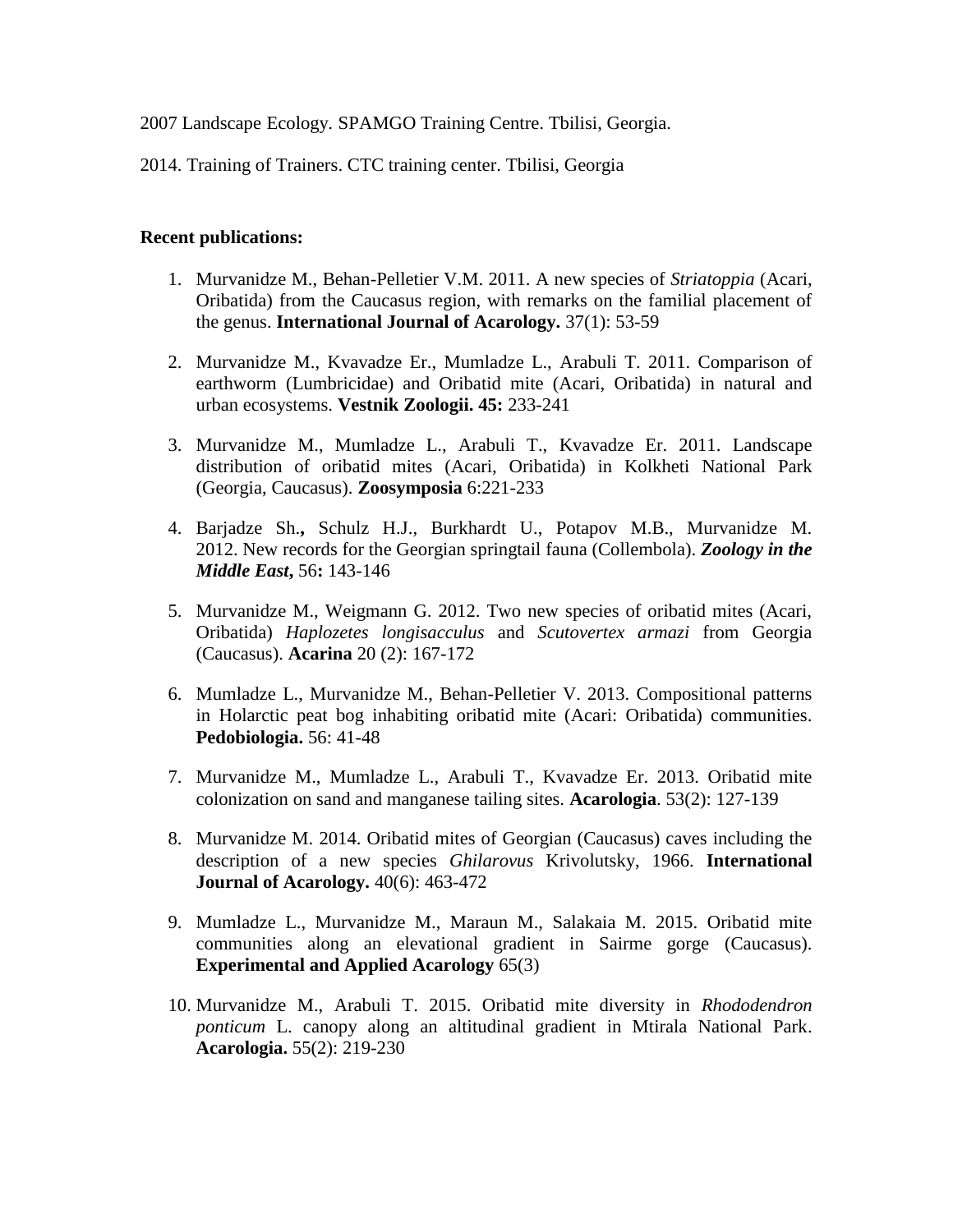2007 Landscape Ecology. SPAMGO Training Centre. Tbilisi, Georgia.

2014. Training of Trainers. CTC training center. Tbilisi, Georgia

**Recent publications:**

1. Murvanidze M., Behan-Pelletier V.M. 2011. A new species of *Striatoppia* (Acari, Oribatida) from the Caucasus region, with remarks on the familial placement of the genus. **International Journal of Acarology.** 37(1): 53-59
2. Murvanidze M., Kvavadze Er., Mumladze L., Arabuli T. 2011. Comparison of earthworm (Lumbricidae) and Oribatid mite (Acari, Oribatida) in natural and urban ecosystems. **Vestnik Zoologii. 45:** 233-241
3. Murvanidze M., Mumladze L., Arabuli T., Kvavadze Er. 2011. Landscape distribution of oribatid mites (Acari, Oribatida) in Kolkheti National Park (Georgia, Caucasus). **Zoosymposia** 6:221-233
4. Barjadze Sh.**,** Schulz H.J., Burkhardt U., Potapov M.B., Murvanidze M. 2012. New records for the Georgian springtail fauna (Collembola). ***Zoology in the Middle East*,** 56**:** 143-146
5. Murvanidze M., Weigmann G. 2012. Two new species of oribatid mites (Acari, Oribatida) *Haplozetes longisacculus* and *Scutovertex armazi* from Georgia (Caucasus). **Acarina** 20 (2): 167-172
6. Mumladze L., Murvanidze M., Behan-Pelletier V. 2013. Compositional patterns in Holarctic peat bog inhabiting oribatid mite (Acari: Oribatida) communities. **Pedobiologia.** 56: 41-48
7. Murvanidze M., Mumladze L., Arabuli T., Kvavadze Er. 2013. Oribatid mite colonization on sand and manganese tailing sites. **Acarologia**. 53(2): 127-139
8. Murvanidze M. 2014. Oribatid mites of Georgian (Caucasus) caves including the description of a new species *Ghilarovus* Krivolutsky, 1966. **International Journal of Acarology.** 40(6): 463-472
9. Mumladze L., Murvanidze M., Maraun M., Salakaia M. 2015. Oribatid mite communities along an elevational gradient in Sairme gorge (Caucasus). **Experimental and Applied Acarology** 65(3)
10. Murvanidze M., Arabuli T. 2015. Oribatid mite diversity in *Rhododendron ponticum* L. canopy along an altitudinal gradient in Mtirala National Park. **Acarologia.** 55(2): 219-230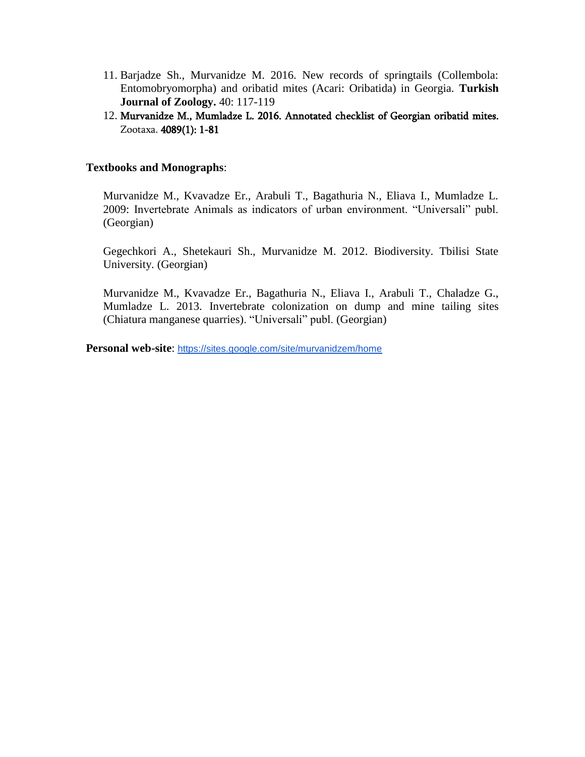11. Barjadze Sh., Murvanidze M. 2016. New records of springtails (Collembola: Entomobryomorpha) and oribatid mites (Acari: Oribatida) in Georgia. **Turkish Journal of Zoology.** 40: 117-119
12. Murvanidze M., Mumladze L. 2016. Annotated checklist of Georgian oribatid mites. Zootaxa. 4089(1): 1-81

**Textbooks and Monographs**:

Murvanidze M., Kvavadze Er., Arabuli T., Bagathuria N., Eliava I., Mumladze L. 2009: Invertebrate Animals as indicators of urban environment. "Universali" publ. (Georgian)

Gegechkori A., Shetekauri Sh., Murvanidze M. 2012. Biodiversity. Tbilisi State University. (Georgian)

Murvanidze M., Kvavadze Er., Bagathuria N., Eliava I., Arabuli T., Chaladze G., Mumladze L. 2013. Invertebrate colonization on dump and mine tailing sites (Chiatura manganese quarries). "Universali" publ. (Georgian)

**Personal web-site**: https://sites.google.com/site/murvanidzem/home